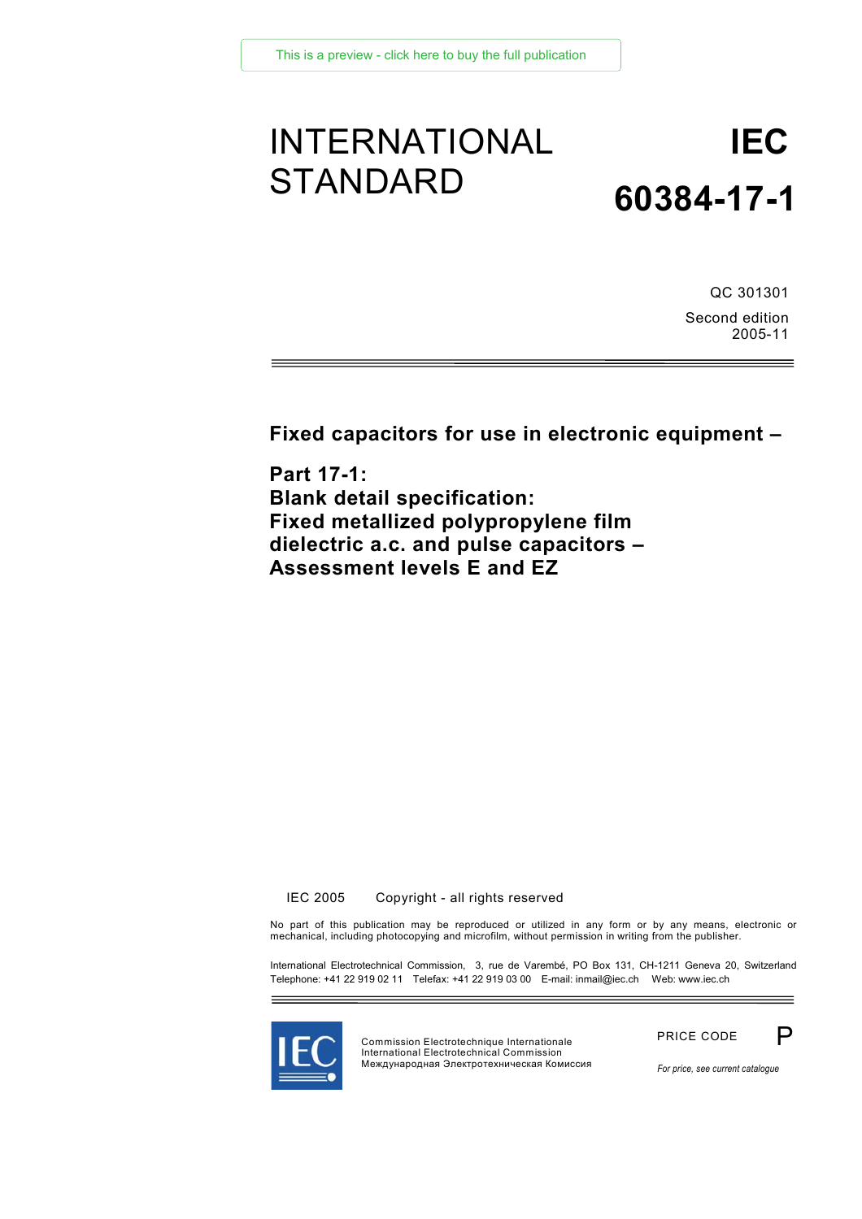This is a preview - click here to buy the full publication

# INTERNATIONAL STANDARD

# IEC 60384-17-1

QC 301301

Second edition
2005-11

**Fixed capacitors for use in electronic equipment –**

**Part 17-1:**
**Blank detail specification:**
**Fixed metallized polypropylene film dielectric a.c. and pulse capacitors –**
**Assessment levels E and EZ**

IEC 2005 Copyright - all rights reserved

No part of this publication may be reproduced or utilized in any form or by any means, electronic or mechanical, including photocopying and microfilm, without permission in writing from the publisher.

International Electrotechnical Commission, 3, rue de Varembé, PO Box 131, CH-1211 Geneva 20, Switzerland
Telephone: +41 22 919 02 11 Telefax: +41 22 919 03 00 E-mail: inmail@iec.ch Web: www.iec.ch

Commission Electrotechnique Internationale
International Electrotechnical Commission
Международная Электротехническая Комиссия

PRICE CODE P

*For price, see current catalogue*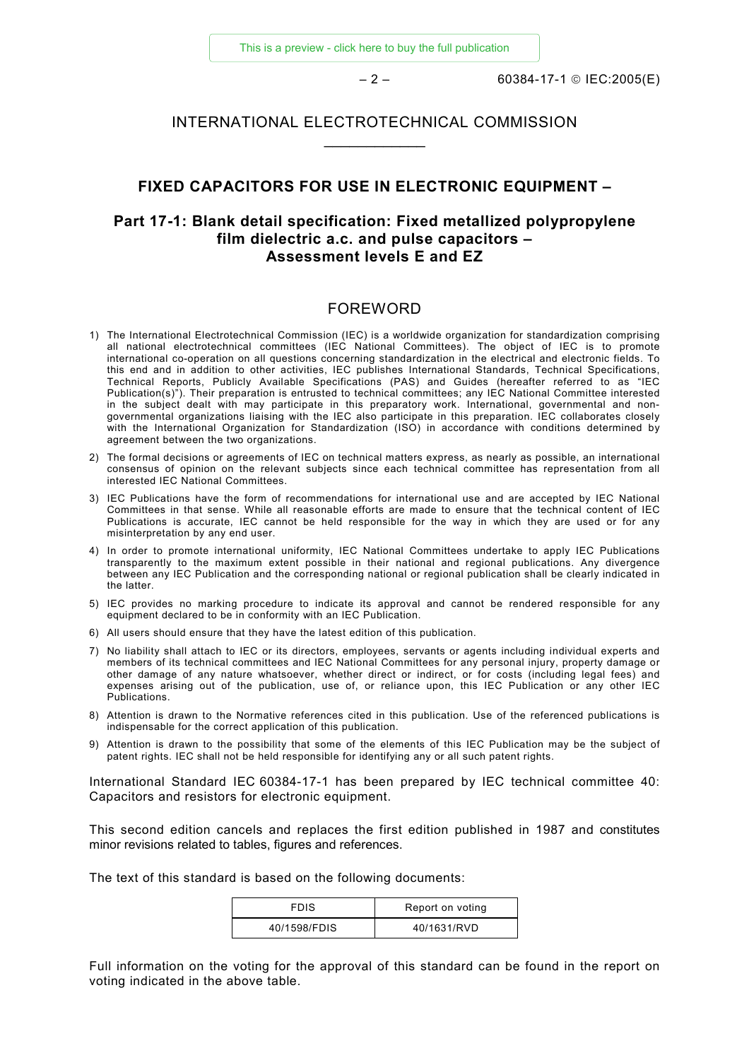INTERNATIONAL ELECTROTECHNICAL COMMISSION

___________

# FIXED CAPACITORS FOR USE IN ELECTRONIC EQUIPMENT –

# Part 17-1: Blank detail specification: Fixed metallized polypropylene film dielectric a.c. and pulse capacitors – Assessment levels E and EZ

## FOREWORD

1) The International Electrotechnical Commission (IEC) is a worldwide organization for standardization comprising all national electrotechnical committees (IEC National Committees). The object of IEC is to promote international co-operation on all questions concerning standardization in the electrical and electronic fields. To this end and in addition to other activities, IEC publishes International Standards, Technical Specifications, Technical Reports, Publicly Available Specifications (PAS) and Guides (hereafter referred to as "IEC Publication(s)"). Their preparation is entrusted to technical committees; any IEC National Committee interested in the subject dealt with may participate in this preparatory work. International, governmental and non-governmental organizations liaising with the IEC also participate in this preparation. IEC collaborates closely with the International Organization for Standardization (ISO) in accordance with conditions determined by agreement between the two organizations.
2) The formal decisions or agreements of IEC on technical matters express, as nearly as possible, an international consensus of opinion on the relevant subjects since each technical committee has representation from all interested IEC National Committees.
3) IEC Publications have the form of recommendations for international use and are accepted by IEC National Committees in that sense. While all reasonable efforts are made to ensure that the technical content of IEC Publications is accurate, IEC cannot be held responsible for the way in which they are used or for any misinterpretation by any end user.
4) In order to promote international uniformity, IEC National Committees undertake to apply IEC Publications transparently to the maximum extent possible in their national and regional publications. Any divergence between any IEC Publication and the corresponding national or regional publication shall be clearly indicated in the latter.
5) IEC provides no marking procedure to indicate its approval and cannot be rendered responsible for any equipment declared to be in conformity with an IEC Publication.
6) All users should ensure that they have the latest edition of this publication.
7) No liability shall attach to IEC or its directors, employees, servants or agents including individual experts and members of its technical committees and IEC National Committees for any personal injury, property damage or other damage of any nature whatsoever, whether direct or indirect, or for costs (including legal fees) and expenses arising out of the publication, use of, or reliance upon, this IEC Publication or any other IEC Publications.
8) Attention is drawn to the Normative references cited in this publication. Use of the referenced publications is indispensable for the correct application of this publication.
9) Attention is drawn to the possibility that some of the elements of this IEC Publication may be the subject of patent rights. IEC shall not be held responsible for identifying any or all such patent rights.

International Standard IEC 60384-17-1 has been prepared by IEC technical committee 40: Capacitors and resistors for electronic equipment.

This second edition cancels and replaces the first edition published in 1987 and constitutes minor revisions related to tables, figures and references.

The text of this standard is based on the following documents:

| FDIS | Report on voting |
|---|---|
| 40/1598/FDIS | 40/1631/RVD |

Full information on the voting for the approval of this standard can be found in the report on voting indicated in the above table.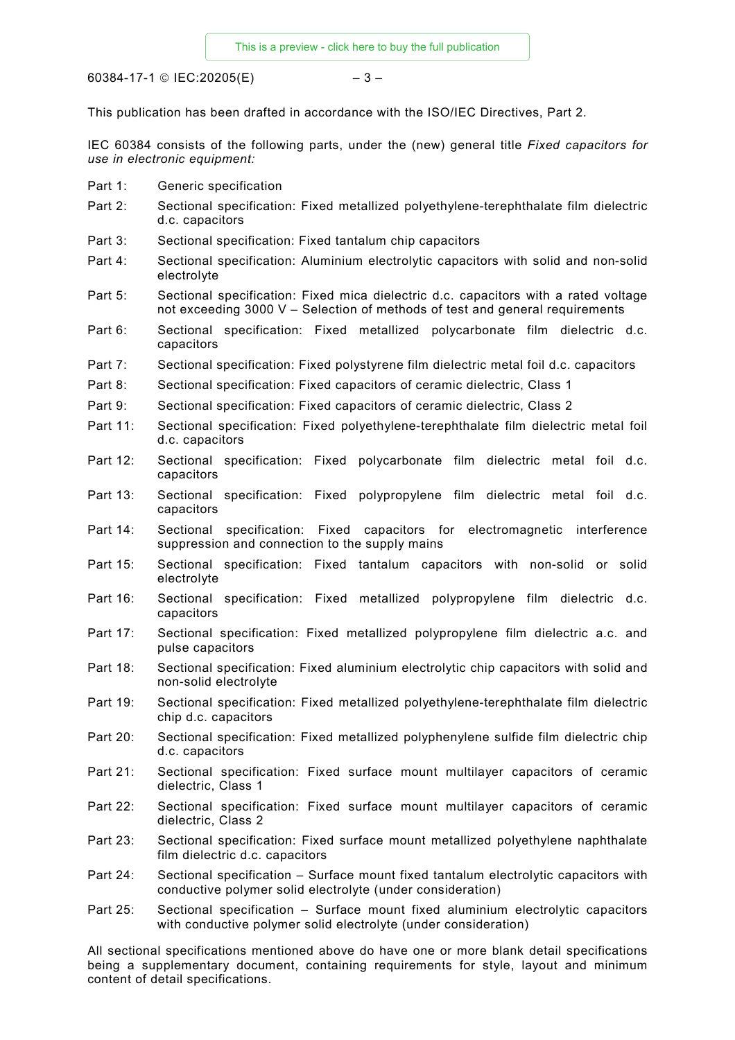This publication has been drafted in accordance with the ISO/IEC Directives, Part 2.

IEC 60384 consists of the following parts, under the (new) general title *Fixed capacitors for use in electronic equipment:*

Part 1: Generic specification

Part 2: Sectional specification: Fixed metallized polyethylene-terephthalate film dielectric d.c. capacitors

Part 3: Sectional specification: Fixed tantalum chip capacitors

Part 4: Sectional specification: Aluminium electrolytic capacitors with solid and non-solid electrolyte

Part 5: Sectional specification: Fixed mica dielectric d.c. capacitors with a rated voltage not exceeding 3000 V – Selection of methods of test and general requirements

Part 6: Sectional specification: Fixed metallized polycarbonate film dielectric d.c. capacitors

Part 7: Sectional specification: Fixed polystyrene film dielectric metal foil d.c. capacitors

Part 8: Sectional specification: Fixed capacitors of ceramic dielectric, Class 1

Part 9: Sectional specification: Fixed capacitors of ceramic dielectric, Class 2

Part 11: Sectional specification: Fixed polyethylene-terephthalate film dielectric metal foil d.c. capacitors

Part 12: Sectional specification: Fixed polycarbonate film dielectric metal foil d.c. capacitors

Part 13: Sectional specification: Fixed polypropylene film dielectric metal foil d.c. capacitors

Part 14: Sectional specification: Fixed capacitors for electromagnetic interference suppression and connection to the supply mains

Part 15: Sectional specification: Fixed tantalum capacitors with non-solid or solid electrolyte

Part 16: Sectional specification: Fixed metallized polypropylene film dielectric d.c. capacitors

Part 17: Sectional specification: Fixed metallized polypropylene film dielectric a.c. and pulse capacitors

Part 18: Sectional specification: Fixed aluminium electrolytic chip capacitors with solid and non-solid electrolyte

Part 19: Sectional specification: Fixed metallized polyethylene-terephthalate film dielectric chip d.c. capacitors

Part 20: Sectional specification: Fixed metallized polyphenylene sulfide film dielectric chip d.c. capacitors

Part 21: Sectional specification: Fixed surface mount multilayer capacitors of ceramic dielectric, Class 1

Part 22: Sectional specification: Fixed surface mount multilayer capacitors of ceramic dielectric, Class 2

Part 23: Sectional specification: Fixed surface mount metallized polyethylene naphthalate film dielectric d.c. capacitors

Part 24: Sectional specification – Surface mount fixed tantalum electrolytic capacitors with conductive polymer solid electrolyte (under consideration)

Part 25: Sectional specification – Surface mount fixed aluminium electrolytic capacitors with conductive polymer solid electrolyte (under consideration)

All sectional specifications mentioned above do have one or more blank detail specifications being a supplementary document, containing requirements for style, layout and minimum content of detail specifications.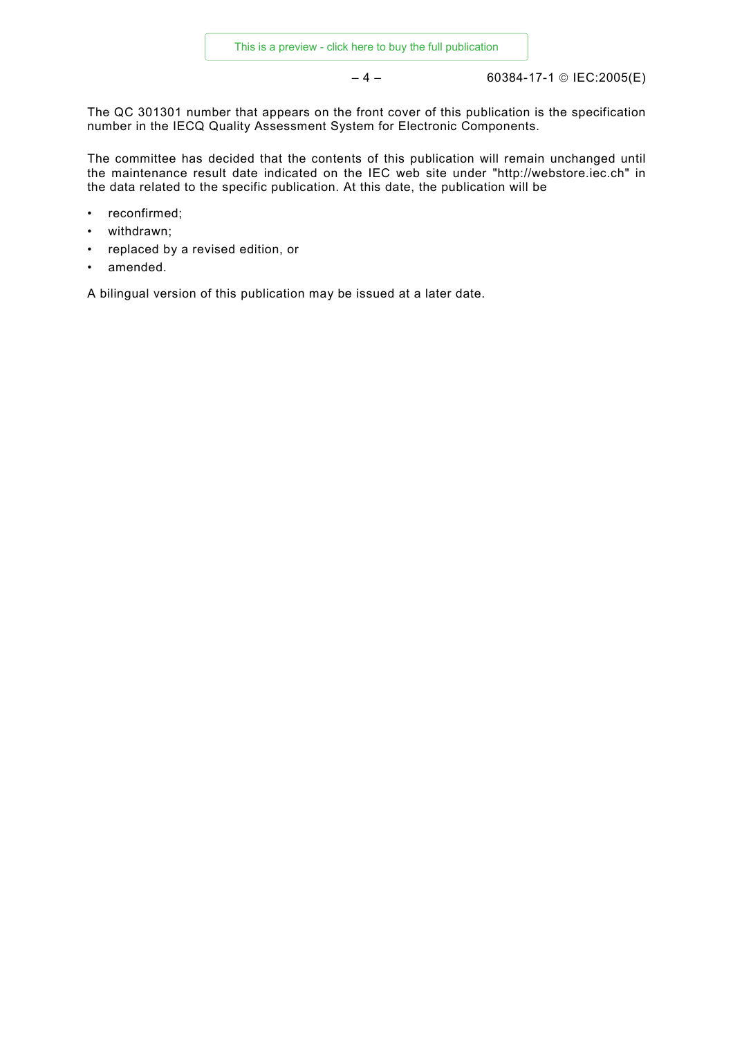The QC 301301 number that appears on the front cover of this publication is the specification number in the IECQ Quality Assessment System for Electronic Components.

The committee has decided that the contents of this publication will remain unchanged until the maintenance result date indicated on the IEC web site under "http://webstore.iec.ch" in the data related to the specific publication. At this date, the publication will be

- reconfirmed;
- withdrawn;
- replaced by a revised edition, or
- amended.

A bilingual version of this publication may be issued at a later date.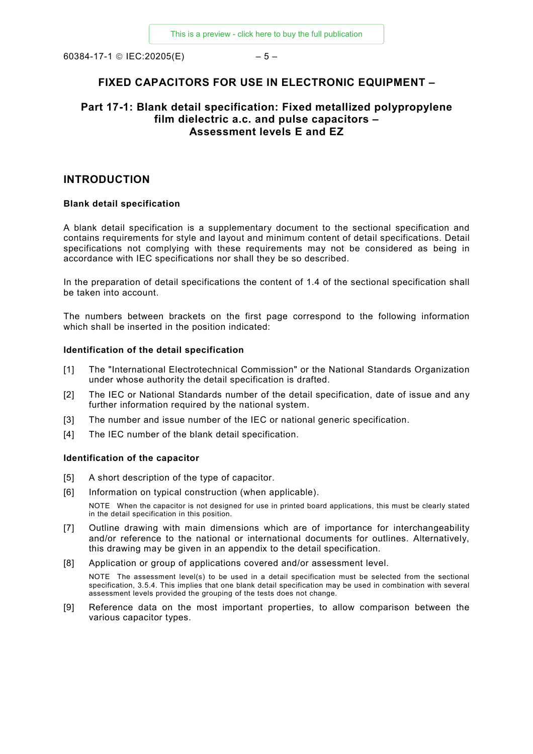# FIXED CAPACITORS FOR USE IN ELECTRONIC EQUIPMENT –

## Part 17-1: Blank detail specification: Fixed metallized polypropylene film dielectric a.c. and pulse capacitors – Assessment levels E and EZ

## INTRODUCTION

### Blank detail specification

A blank detail specification is a supplementary document to the sectional specification and contains requirements for style and layout and minimum content of detail specifications. Detail specifications not complying with these requirements may not be considered as being in accordance with IEC specifications nor shall they be so described.

In the preparation of detail specifications the content of 1.4 of the sectional specification shall be taken into account.

The numbers between brackets on the first page correspond to the following information which shall be inserted in the position indicated:

### Identification of the detail specification

[1] The "International Electrotechnical Commission" or the National Standards Organization under whose authority the detail specification is drafted.

[2] The IEC or National Standards number of the detail specification, date of issue and any further information required by the national system.

[3] The number and issue number of the IEC or national generic specification.

[4] The IEC number of the blank detail specification.

### Identification of the capacitor

[5] A short description of the type of capacitor.

[6] Information on typical construction (when applicable).

NOTE When the capacitor is not designed for use in printed board applications, this must be clearly stated in the detail specification in this position.

[7] Outline drawing with main dimensions which are of importance for interchangeability and/or reference to the national or international documents for outlines. Alternatively, this drawing may be given in an appendix to the detail specification.

[8] Application or group of applications covered and/or assessment level.

NOTE The assessment level(s) to be used in a detail specification must be selected from the sectional specification, 3.5.4. This implies that one blank detail specification may be used in combination with several assessment levels provided the grouping of the tests does not change.

[9] Reference data on the most important properties, to allow comparison between the various capacitor types.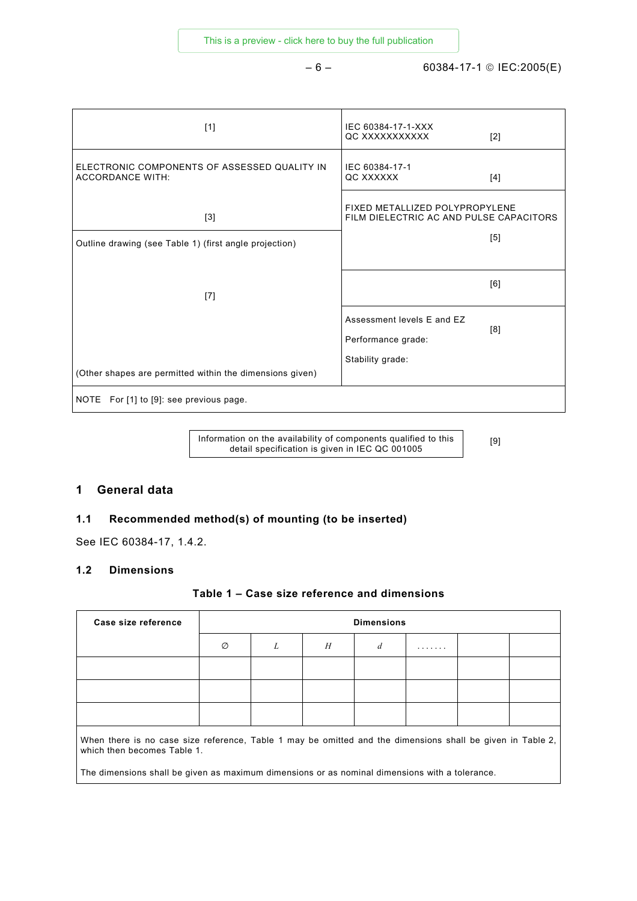| [1] | IEC 60384-17-1-XXX<br>QC XXXXXXXXXXX [2] |
|---|---|
| ELECTRONIC COMPONENTS OF ASSESSED QUALITY IN ACCORDANCE WITH:<br><br>[3] | IEC 60384-17-1<br>QC XXXXXX [4] |
| | FIXED METALLIZED POLYPROPYLENE FILM DIELECTRIC AC AND PULSE CAPACITORS<br><br>[5] |
| Outline drawing (see Table 1) (first angle projection)<br><br>[7]<br><br>(Other shapes are permitted within the dimensions given) | [6] |
| | Assessment levels E and EZ [8]<br><br>Performance grade:<br><br>Stability grade: |
| NOTE For [1] to [9]: see previous page. | |

| Information on the availability of components qualified to this detail specification is given in IEC QC 001005 | [9] |
|---|---|

## 1 General data

### 1.1 Recommended method(s) of mounting (to be inserted)

See IEC 60384-17, 1.4.2.

### 1.2 Dimensions

**Table 1 – Case size reference and dimensions**

| Case size reference | Dimensions | | | | | | |
|---|---|---|---|---|---|---|---|
| | ∅ | *L* | *H* | *d* | ....... | | |
| | | | | | | | |
| | | | | | | | |
| | | | | | | | |

When there is no case size reference, Table 1 may be omitted and the dimensions shall be given in Table 2, which then becomes Table 1.

The dimensions shall be given as maximum dimensions or as nominal dimensions with a tolerance.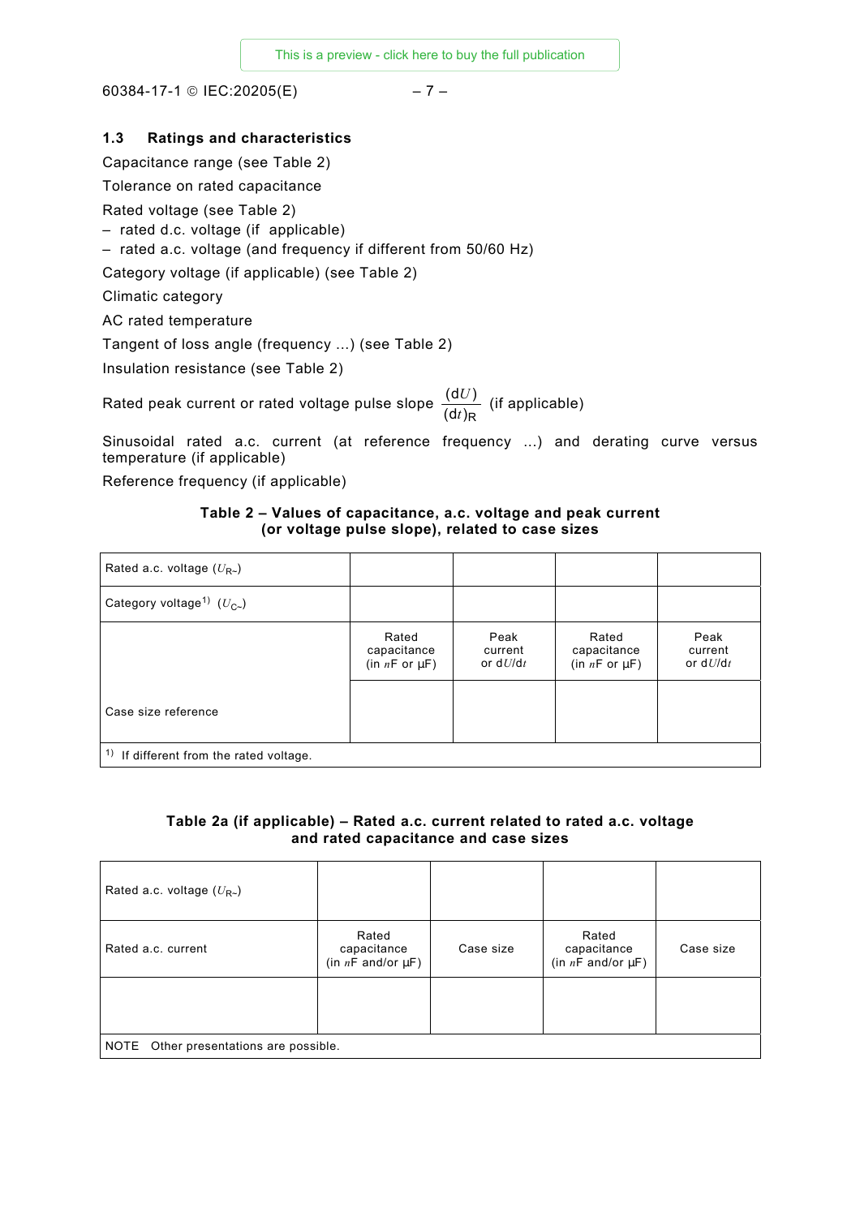### 1.3 Ratings and characteristics

Capacitance range (see Table 2)

Tolerance on rated capacitance

Rated voltage (see Table 2)

- rated d.c. voltage (if applicable)
- rated a.c. voltage (and frequency if different from 50/60 Hz)

Category voltage (if applicable) (see Table 2)

Climatic category

AC rated temperature

Tangent of loss angle (frequency ...) (see Table 2)

Insulation resistance (see Table 2)

Rated peak current or rated voltage pulse slope $\frac{(\mathrm{d}U)}{(\mathrm{d}t)_\mathrm{R}}$ (if applicable)

Sinusoidal rated a.c. current (at reference frequency ...) and derating curve versus temperature (if applicable)

Reference frequency (if applicable)

**Table 2 – Values of capacitance, a.c. voltage and peak current (or voltage pulse slope), related to case sizes**

| Rated a.c. voltage ($U_{R\sim}$) | | | | |
|---|---|---|---|---|
| Category voltage[1] ($U_{C\sim}$) | | | | |
| | Rated capacitance (in *n*F or µF) | Peak current or d*U*/d*t* | Rated capacitance (in *n*F or µF) | Peak current or d*U*/d*t* |
| Case size reference | | | | |
| [1] If different from the rated voltage. | | | | |

**Table 2a (if applicable) – Rated a.c. current related to rated a.c. voltage and rated capacitance and case sizes**

| Rated a.c. voltage ($U_{R\sim}$) | | | | |
|---|---|---|---|---|
| Rated a.c. current | Rated capacitance (in *n*F and/or µF) | Case size | Rated capacitance (in *n*F and/or µF) | Case size |
| | | | | |
| NOTE Other presentations are possible. | | | | |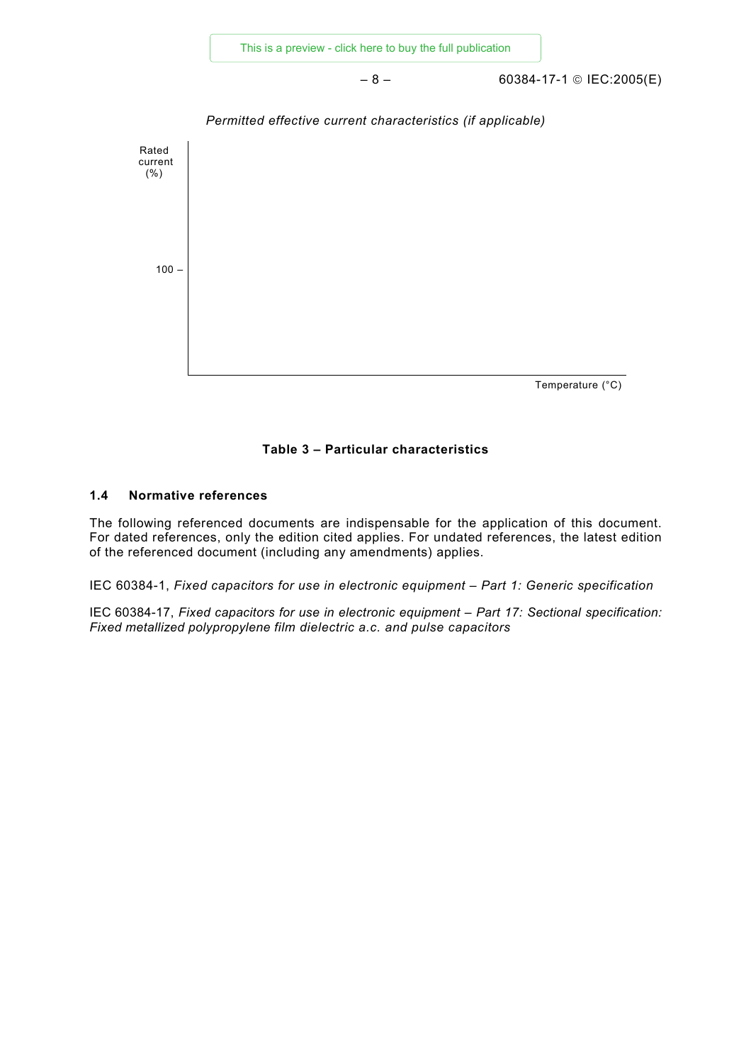*Permitted effective current characteristics (if applicable)*

Rated
current
(%)

100 –

Temperature (°C)

**Table 3 – Particular characteristics**

### 1.4 Normative references

The following referenced documents are indispensable for the application of this document. For dated references, only the edition cited applies. For undated references, the latest edition of the referenced document (including any amendments) applies.

IEC 60384-1, *Fixed capacitors for use in electronic equipment – Part 1: Generic specification*

IEC 60384-17, *Fixed capacitors for use in electronic equipment – Part 17: Sectional specification: Fixed metallized polypropylene film dielectric a.c. and pulse capacitors*